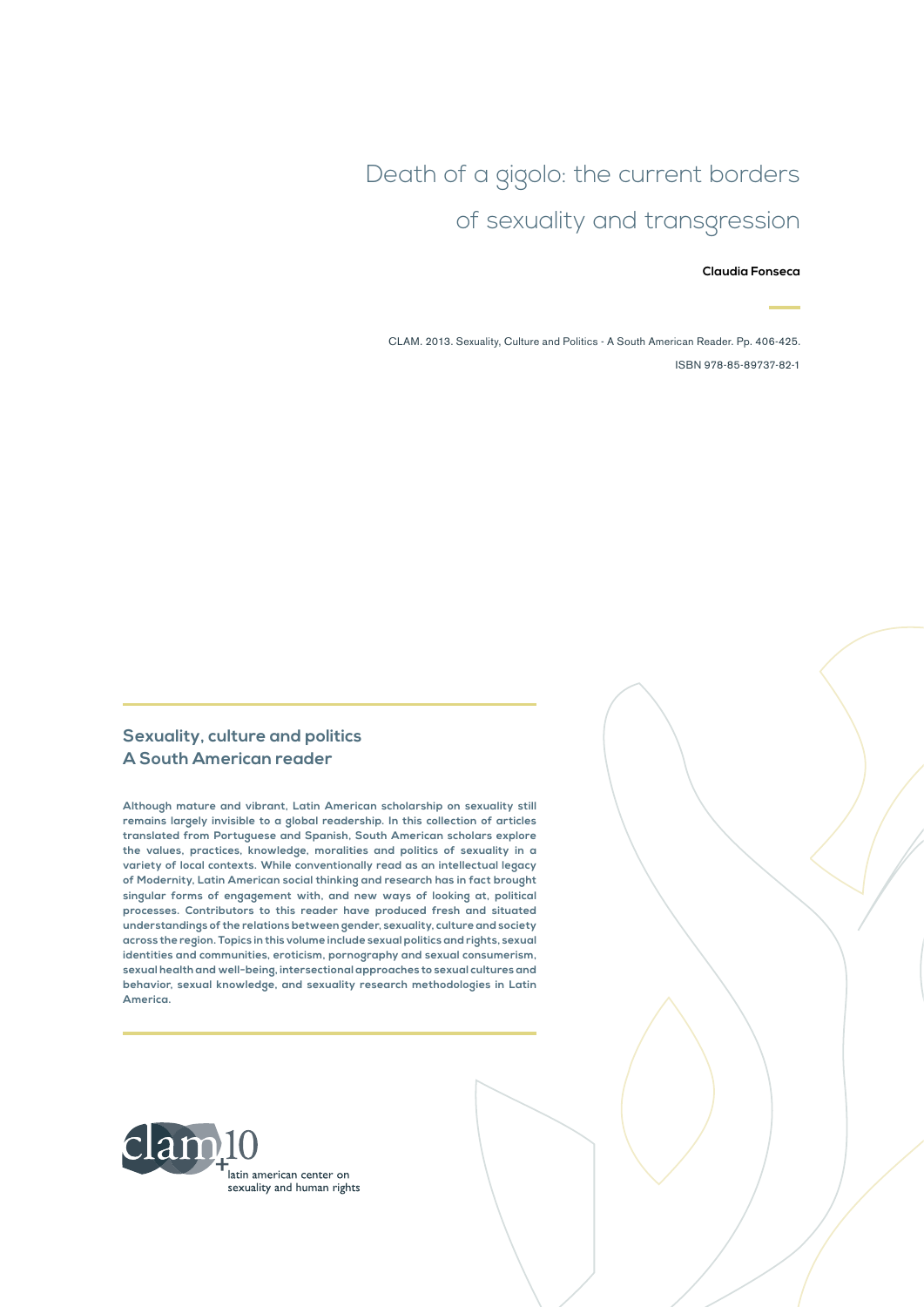# Death of a gigolo: the current borders of sexuality and transgression

**Claudia Fonseca**

CLAM. 2013. Sexuality, Culture and Politics - A South American Reader. Pp. 406-425.

ISBN 978-85-89737-82-1

## Sexuality, culture and politics
## A South American reader

**Although mature and vibrant, Latin American scholarship on sexuality still remains largely invisible to a global readership. In this collection of articles translated from Portuguese and Spanish, South American scholars explore the values, practices, knowledge, moralities and politics of sexuality in a variety of local contexts. While conventionally read as an intellectual legacy of Modernity, Latin American social thinking and research has in fact brought singular forms of engagement with, and new ways of looking at, political processes. Contributors to this reader have produced fresh and situated understandings of the relations between gender, sexuality, culture and society across the region. Topics in this volume include sexual politics and rights, sexual identities and communities, eroticism, pornography and sexual consumerism, sexual health and well-being, intersectional approaches to sexual cultures and behavior, sexual knowledge, and sexuality research methodologies in Latin America.**

clam+10
latin american center on sexuality and human rights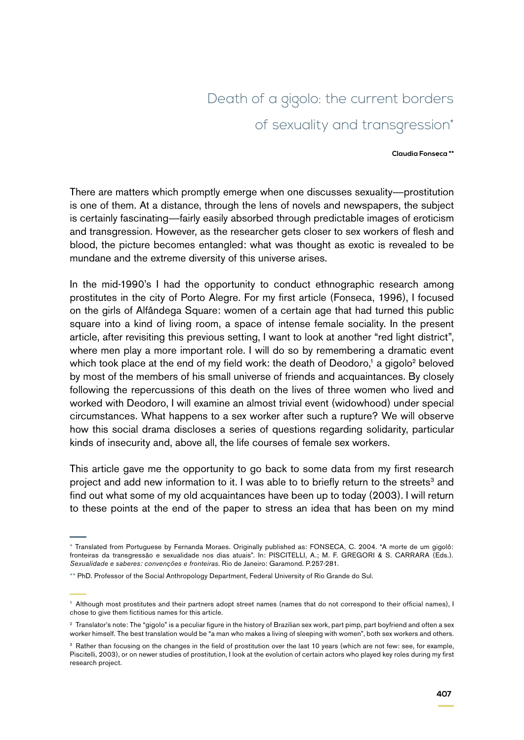# Death of a gigolo: the current borders of sexuality and transgression*

**Claudia Fonseca \*\***

There are matters which promptly emerge when one discusses sexuality—prostitution is one of them. At a distance, through the lens of novels and newspapers, the subject is certainly fascinating—fairly easily absorbed through predictable images of eroticism and transgression. However, as the researcher gets closer to sex workers of flesh and blood, the picture becomes entangled: what was thought as exotic is revealed to be mundane and the extreme diversity of this universe arises.

In the mid-1990's I had the opportunity to conduct ethnographic research among prostitutes in the city of Porto Alegre. For my first article (Fonseca, 1996), I focused on the girls of Alfândega Square: women of a certain age that had turned this public square into a kind of living room, a space of intense female sociality. In the present article, after revisiting this previous setting, I want to look at another "red light district", where men play a more important role. I will do so by remembering a dramatic event which took place at the end of my field work: the death of Deodoro,[1] a gigolo[2] beloved by most of the members of his small universe of friends and acquaintances. By closely following the repercussions of this death on the lives of three women who lived and worked with Deodoro, I will examine an almost trivial event (widowhood) under special circumstances. What happens to a sex worker after such a rupture? We will observe how this social drama discloses a series of questions regarding solidarity, particular kinds of insecurity and, above all, the life courses of female sex workers.

This article gave me the opportunity to go back to some data from my first research project and add new information to it. I was able to to briefly return to the streets[3] and find out what some of my old acquaintances have been up to today (2003). I will return to these points at the end of the paper to stress an idea that has been on my mind

---

\* Translated from Portuguese by Fernanda Moraes. Originally published as: FONSECA, C. 2004. "A morte de um gigolô: fronteiras da transgressão e sexualidade nos dias atuais". In: PISCITELLI, A.; M. F. GREGORI & S. CARRARA (Eds.). *Sexualidade e saberes: convenções e fronteiras*. Rio de Janeiro: Garamond. P.257-281.

\*\* PhD. Professor of the Social Anthropology Department, Federal University of Rio Grande do Sul.

---

[1] Although most prostitutes and their partners adopt street names (names that do not correspond to their official names), I chose to give them fictitious names for this article.

[2] Translator's note: The "gigolo" is a peculiar figure in the history of Brazilian sex work, part pimp, part boyfriend and often a sex worker himself. The best translation would be "a man who makes a living of sleeping with women", both sex workers and others.

[3] Rather than focusing on the changes in the field of prostitution over the last 10 years (which are not few: see, for example, Piscitelli, 2003), or on newer studies of prostitution, I look at the evolution of certain actors who played key roles during my first research project.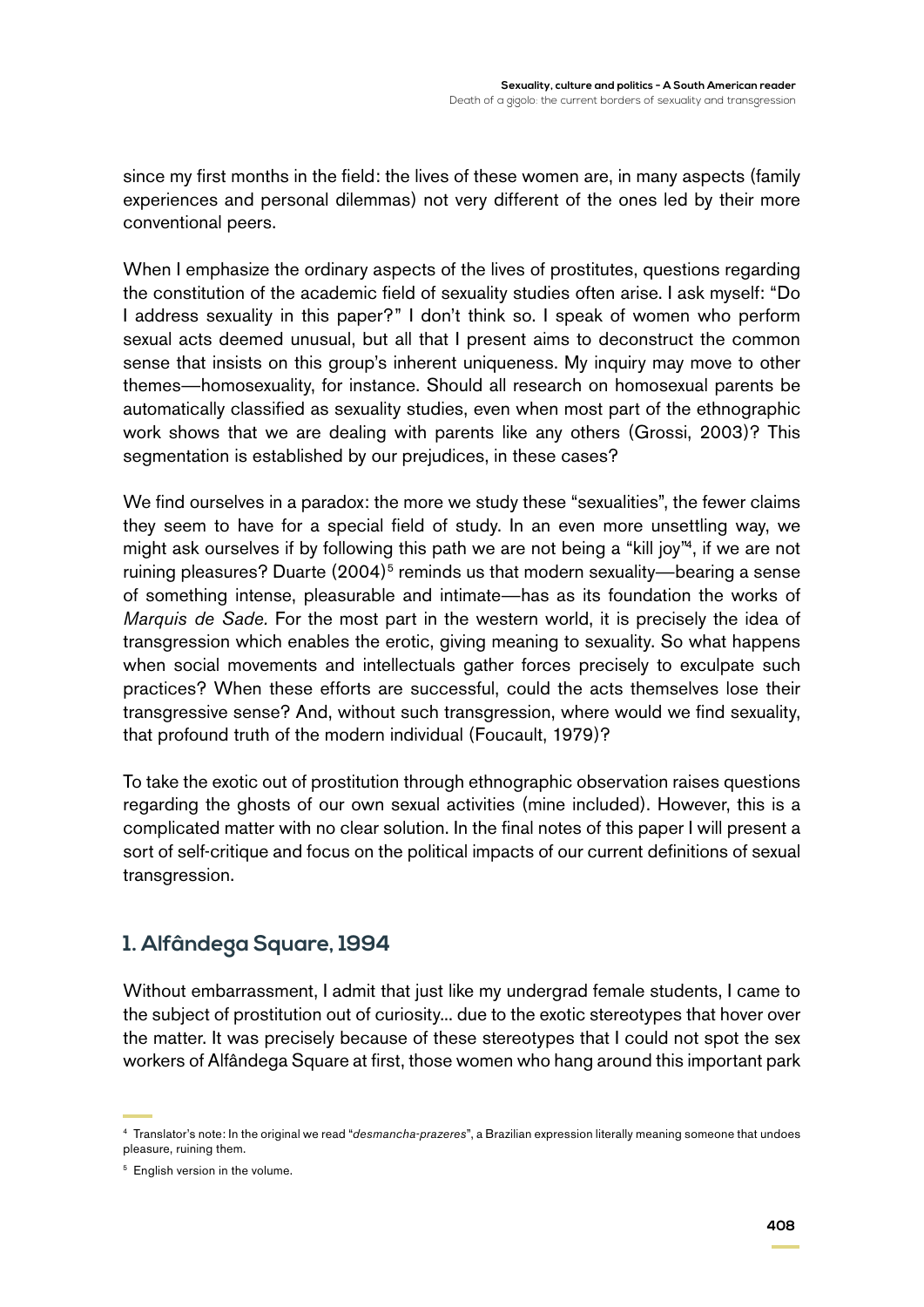since my first months in the field: the lives of these women are, in many aspects (family experiences and personal dilemmas) not very different of the ones led by their more conventional peers.

When I emphasize the ordinary aspects of the lives of prostitutes, questions regarding the constitution of the academic field of sexuality studies often arise. I ask myself: "Do I address sexuality in this paper?" I don't think so. I speak of women who perform sexual acts deemed unusual, but all that I present aims to deconstruct the common sense that insists on this group's inherent uniqueness. My inquiry may move to other themes—homosexuality, for instance. Should all research on homosexual parents be automatically classified as sexuality studies, even when most part of the ethnographic work shows that we are dealing with parents like any others (Grossi, 2003)? This segmentation is established by our prejudices, in these cases?

We find ourselves in a paradox: the more we study these "sexualities", the fewer claims they seem to have for a special field of study. In an even more unsettling way, we might ask ourselves if by following this path we are not being a "kill joy"[4], if we are not ruining pleasures? Duarte (2004)[5] reminds us that modern sexuality—bearing a sense of something intense, pleasurable and intimate—has as its foundation the works of *Marquis de Sade*. For the most part in the western world, it is precisely the idea of transgression which enables the erotic, giving meaning to sexuality. So what happens when social movements and intellectuals gather forces precisely to exculpate such practices? When these efforts are successful, could the acts themselves lose their transgressive sense? And, without such transgression, where would we find sexuality, that profound truth of the modern individual (Foucault, 1979)?

To take the exotic out of prostitution through ethnographic observation raises questions regarding the ghosts of our own sexual activities (mine included). However, this is a complicated matter with no clear solution. In the final notes of this paper I will present a sort of self-critique and focus on the political impacts of our current definitions of sexual transgression.

## 1. Alfândega Square, 1994

Without embarrassment, I admit that just like my undergrad female students, I came to the subject of prostitution out of curiosity... due to the exotic stereotypes that hover over the matter. It was precisely because of these stereotypes that I could not spot the sex workers of Alfândega Square at first, those women who hang around this important park

---

[4] Translator's note: In the original we read "*desmancha-prazeres*", a Brazilian expression literally meaning someone that undoes pleasure, ruining them.

[5] English version in the volume.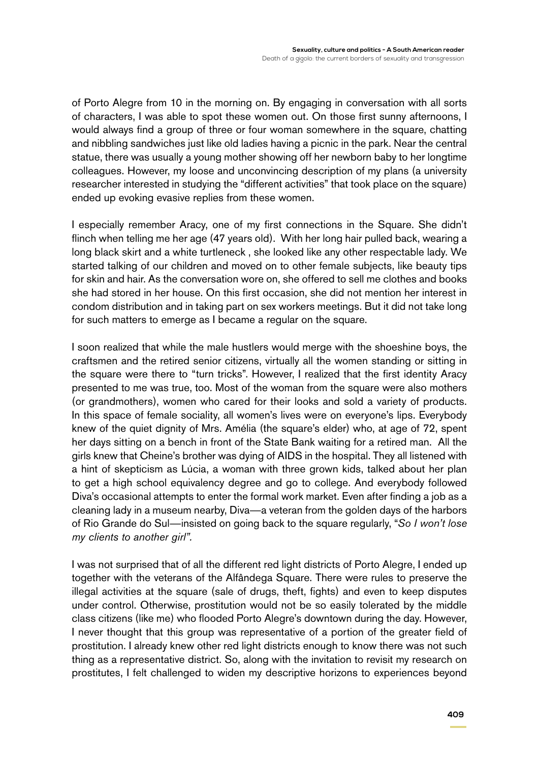of Porto Alegre from 10 in the morning on. By engaging in conversation with all sorts of characters, I was able to spot these women out. On those first sunny afternoons, I would always find a group of three or four woman somewhere in the square, chatting and nibbling sandwiches just like old ladies having a picnic in the park. Near the central statue, there was usually a young mother showing off her newborn baby to her longtime colleagues. However, my loose and unconvincing description of my plans (a university researcher interested in studying the "different activities" that took place on the square) ended up evoking evasive replies from these women.

I especially remember Aracy, one of my first connections in the Square. She didn't flinch when telling me her age (47 years old). With her long hair pulled back, wearing a long black skirt and a white turtleneck , she looked like any other respectable lady. We started talking of our children and moved on to other female subjects, like beauty tips for skin and hair. As the conversation wore on, she offered to sell me clothes and books she had stored in her house. On this first occasion, she did not mention her interest in condom distribution and in taking part on sex workers meetings. But it did not take long for such matters to emerge as I became a regular on the square.

I soon realized that while the male hustlers would merge with the shoeshine boys, the craftsmen and the retired senior citizens, virtually all the women standing or sitting in the square were there to "turn tricks". However, I realized that the first identity Aracy presented to me was true, too. Most of the woman from the square were also mothers (or grandmothers), women who cared for their looks and sold a variety of products. In this space of female sociality, all women's lives were on everyone's lips. Everybody knew of the quiet dignity of Mrs. Amélia (the square's elder) who, at age of 72, spent her days sitting on a bench in front of the State Bank waiting for a retired man. All the girls knew that Cheine's brother was dying of AIDS in the hospital. They all listened with a hint of skepticism as Lúcia, a woman with three grown kids, talked about her plan to get a high school equivalency degree and go to college. And everybody followed Diva's occasional attempts to enter the formal work market. Even after finding a job as a cleaning lady in a museum nearby, Diva—a veteran from the golden days of the harbors of Rio Grande do Sul—insisted on going back to the square regularly, "*So I won't lose my clients to another girl".*

I was not surprised that of all the different red light districts of Porto Alegre, I ended up together with the veterans of the Alfândega Square. There were rules to preserve the illegal activities at the square (sale of drugs, theft, fights) and even to keep disputes under control. Otherwise, prostitution would not be so easily tolerated by the middle class citizens (like me) who flooded Porto Alegre's downtown during the day. However, I never thought that this group was representative of a portion of the greater field of prostitution. I already knew other red light districts enough to know there was not such thing as a representative district. So, along with the invitation to revisit my research on prostitutes, I felt challenged to widen my descriptive horizons to experiences beyond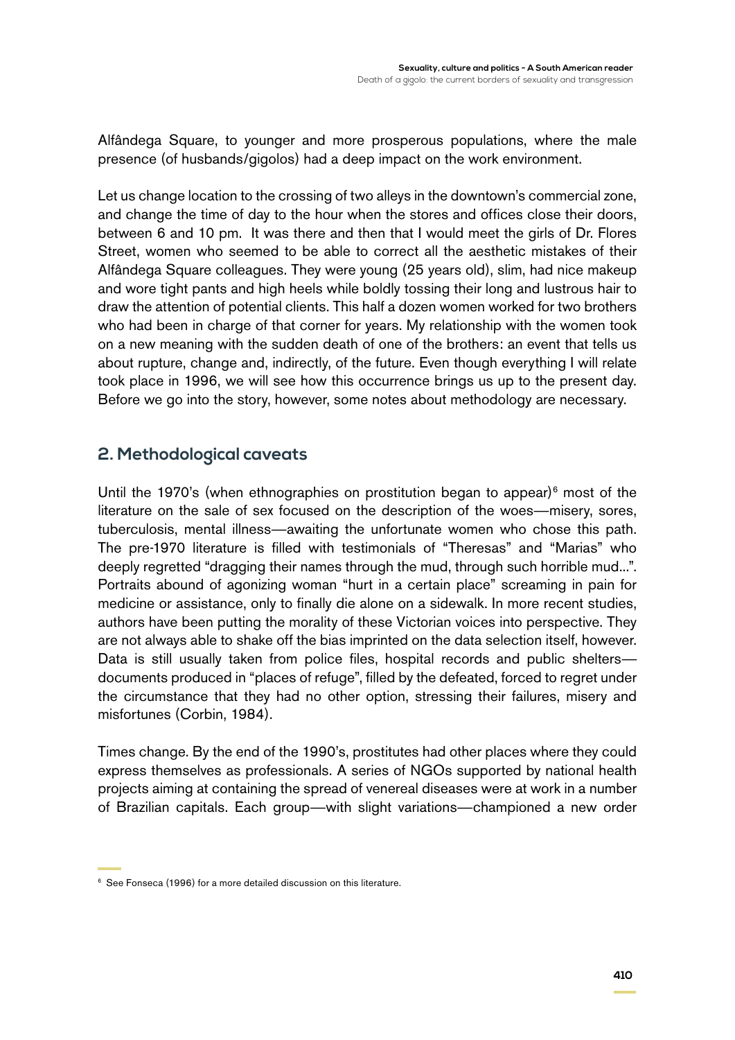Alfândega Square, to younger and more prosperous populations, where the male presence (of husbands/gigolos) had a deep impact on the work environment.

Let us change location to the crossing of two alleys in the downtown's commercial zone, and change the time of day to the hour when the stores and offices close their doors, between 6 and 10 pm. It was there and then that I would meet the girls of Dr. Flores Street, women who seemed to be able to correct all the aesthetic mistakes of their Alfândega Square colleagues. They were young (25 years old), slim, had nice makeup and wore tight pants and high heels while boldly tossing their long and lustrous hair to draw the attention of potential clients. This half a dozen women worked for two brothers who had been in charge of that corner for years. My relationship with the women took on a new meaning with the sudden death of one of the brothers: an event that tells us about rupture, change and, indirectly, of the future. Even though everything I will relate took place in 1996, we will see how this occurrence brings us up to the present day. Before we go into the story, however, some notes about methodology are necessary.

## 2. Methodological caveats

Until the 1970's (when ethnographies on prostitution began to appear)[6] most of the literature on the sale of sex focused on the description of the woes—misery, sores, tuberculosis, mental illness—awaiting the unfortunate women who chose this path. The pre-1970 literature is filled with testimonials of "Theresas" and "Marias" who deeply regretted "dragging their names through the mud, through such horrible mud...". Portraits abound of agonizing woman "hurt in a certain place" screaming in pain for medicine or assistance, only to finally die alone on a sidewalk. In more recent studies, authors have been putting the morality of these Victorian voices into perspective. They are not always able to shake off the bias imprinted on the data selection itself, however. Data is still usually taken from police files, hospital records and public shelters—documents produced in "places of refuge", filled by the defeated, forced to regret under the circumstance that they had no other option, stressing their failures, misery and misfortunes (Corbin, 1984).

Times change. By the end of the 1990's, prostitutes had other places where they could express themselves as professionals. A series of NGOs supported by national health projects aiming at containing the spread of venereal diseases were at work in a number of Brazilian capitals. Each group—with slight variations—championed a new order

[6] See Fonseca (1996) for a more detailed discussion on this literature.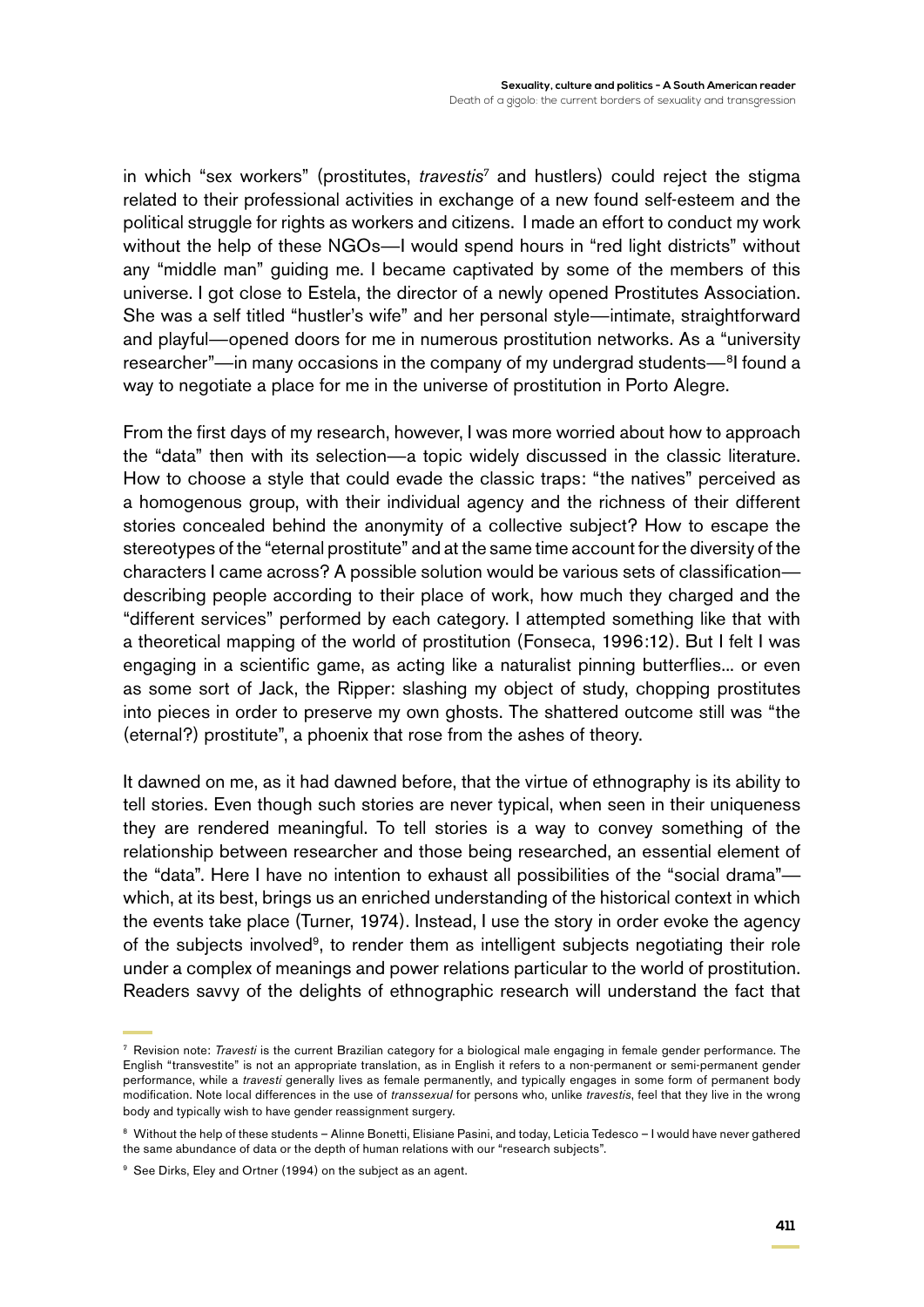in which "sex workers" (prostitutes, *travestis*[7] and hustlers) could reject the stigma related to their professional activities in exchange of a new found self-esteem and the political struggle for rights as workers and citizens. I made an effort to conduct my work without the help of these NGOs—I would spend hours in "red light districts" without any "middle man" guiding me. I became captivated by some of the members of this universe. I got close to Estela, the director of a newly opened Prostitutes Association. She was a self titled "hustler's wife" and her personal style—intimate, straightforward and playful—opened doors for me in numerous prostitution networks. As a "university researcher"—in many occasions in the company of my undergrad students—[8]I found a way to negotiate a place for me in the universe of prostitution in Porto Alegre.

From the first days of my research, however, I was more worried about how to approach the "data" then with its selection—a topic widely discussed in the classic literature. How to choose a style that could evade the classic traps: "the natives" perceived as a homogenous group, with their individual agency and the richness of their different stories concealed behind the anonymity of a collective subject? How to escape the stereotypes of the "eternal prostitute" and at the same time account for the diversity of the characters I came across? A possible solution would be various sets of classification—describing people according to their place of work, how much they charged and the "different services" performed by each category. I attempted something like that with a theoretical mapping of the world of prostitution (Fonseca, 1996:12). But I felt I was engaging in a scientific game, as acting like a naturalist pinning butterflies... or even as some sort of Jack, the Ripper: slashing my object of study, chopping prostitutes into pieces in order to preserve my own ghosts. The shattered outcome still was "the (eternal?) prostitute", a phoenix that rose from the ashes of theory.

It dawned on me, as it had dawned before, that the virtue of ethnography is its ability to tell stories. Even though such stories are never typical, when seen in their uniqueness they are rendered meaningful. To tell stories is a way to convey something of the relationship between researcher and those being researched, an essential element of the "data". Here I have no intention to exhaust all possibilities of the "social drama"—which, at its best, brings us an enriched understanding of the historical context in which the events take place (Turner, 1974). Instead, I use the story in order evoke the agency of the subjects involved[9], to render them as intelligent subjects negotiating their role under a complex of meanings and power relations particular to the world of prostitution. Readers savvy of the delights of ethnographic research will understand the fact that

---

[7] Revision note: *Travesti* is the current Brazilian category for a biological male engaging in female gender performance. The English "transvestite" is not an appropriate translation, as in English it refers to a non-permanent or semi-permanent gender performance, while a *travesti* generally lives as female permanently, and typically engages in some form of permanent body modification. Note local differences in the use of *transsexual* for persons who, unlike *travestis*, feel that they live in the wrong body and typically wish to have gender reassignment surgery.

[8] Without the help of these students – Alinne Bonetti, Elisiane Pasini, and today, Leticia Tedesco – I would have never gathered the same abundance of data or the depth of human relations with our "research subjects".

[9] See Dirks, Eley and Ortner (1994) on the subject as an agent.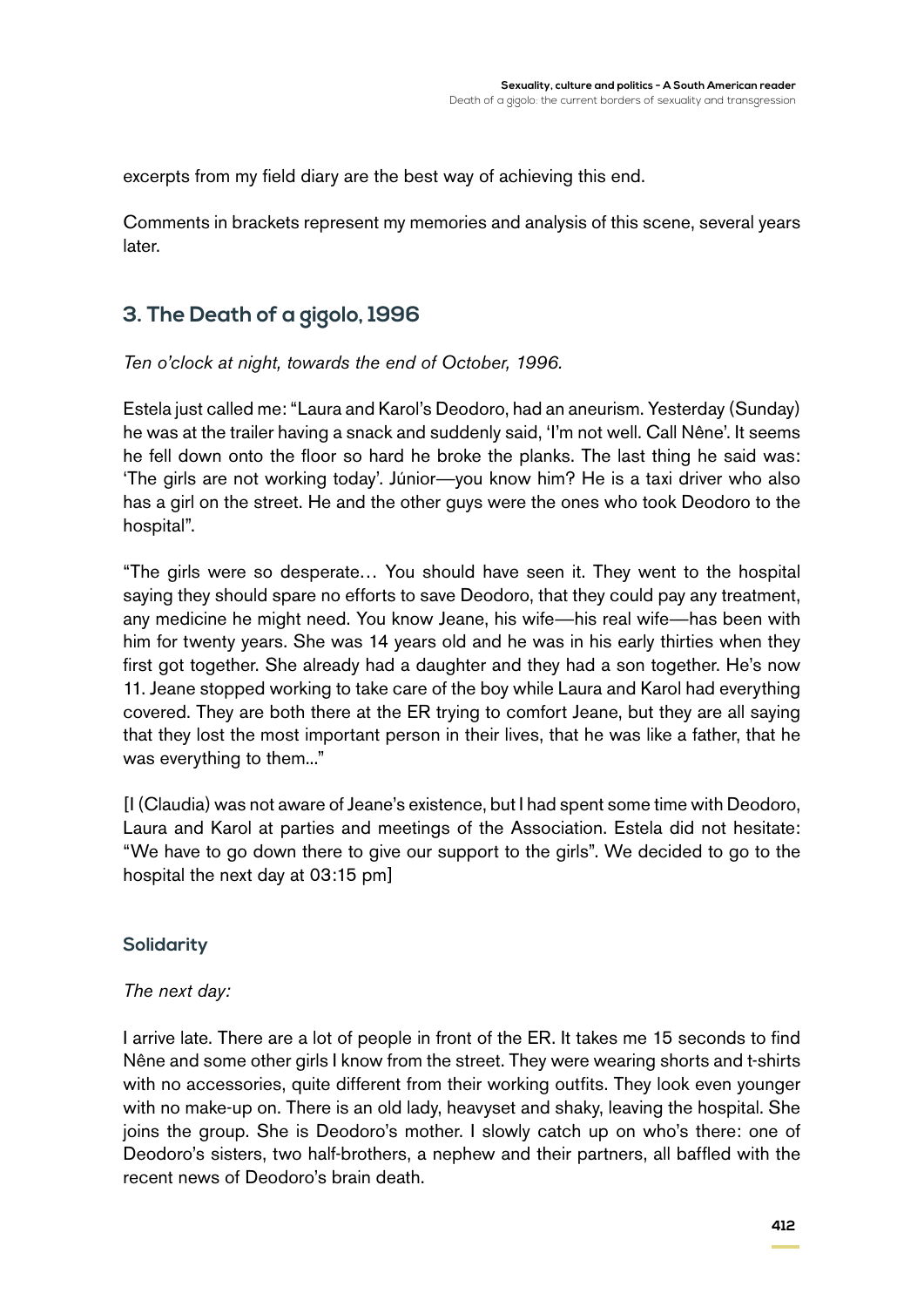excerpts from my field diary are the best way of achieving this end.

Comments in brackets represent my memories and analysis of this scene, several years later.

## 3. The Death of a gigolo, 1996

*Ten o'clock at night, towards the end of October, 1996.*

Estela just called me: "Laura and Karol's Deodoro, had an aneurism. Yesterday (Sunday) he was at the trailer having a snack and suddenly said, 'I'm not well. Call Nêne'. It seems he fell down onto the floor so hard he broke the planks. The last thing he said was: 'The girls are not working today'. Júnior—you know him? He is a taxi driver who also has a girl on the street. He and the other guys were the ones who took Deodoro to the hospital".

"The girls were so desperate… You should have seen it. They went to the hospital saying they should spare no efforts to save Deodoro, that they could pay any treatment, any medicine he might need. You know Jeane, his wife—his real wife—has been with him for twenty years. She was 14 years old and he was in his early thirties when they first got together. She already had a daughter and they had a son together. He's now 11. Jeane stopped working to take care of the boy while Laura and Karol had everything covered. They are both there at the ER trying to comfort Jeane, but they are all saying that they lost the most important person in their lives, that he was like a father, that he was everything to them..."

[I (Claudia) was not aware of Jeane's existence, but I had spent some time with Deodoro, Laura and Karol at parties and meetings of the Association. Estela did not hesitate: "We have to go down there to give our support to the girls". We decided to go to the hospital the next day at 03:15 pm]

### Solidarity

*The next day:*

I arrive late. There are a lot of people in front of the ER. It takes me 15 seconds to find Nêne and some other girls I know from the street. They were wearing shorts and t-shirts with no accessories, quite different from their working outfits. They look even younger with no make-up on. There is an old lady, heavyset and shaky, leaving the hospital. She joins the group. She is Deodoro's mother. I slowly catch up on who's there: one of Deodoro's sisters, two half-brothers, a nephew and their partners, all baffled with the recent news of Deodoro's brain death.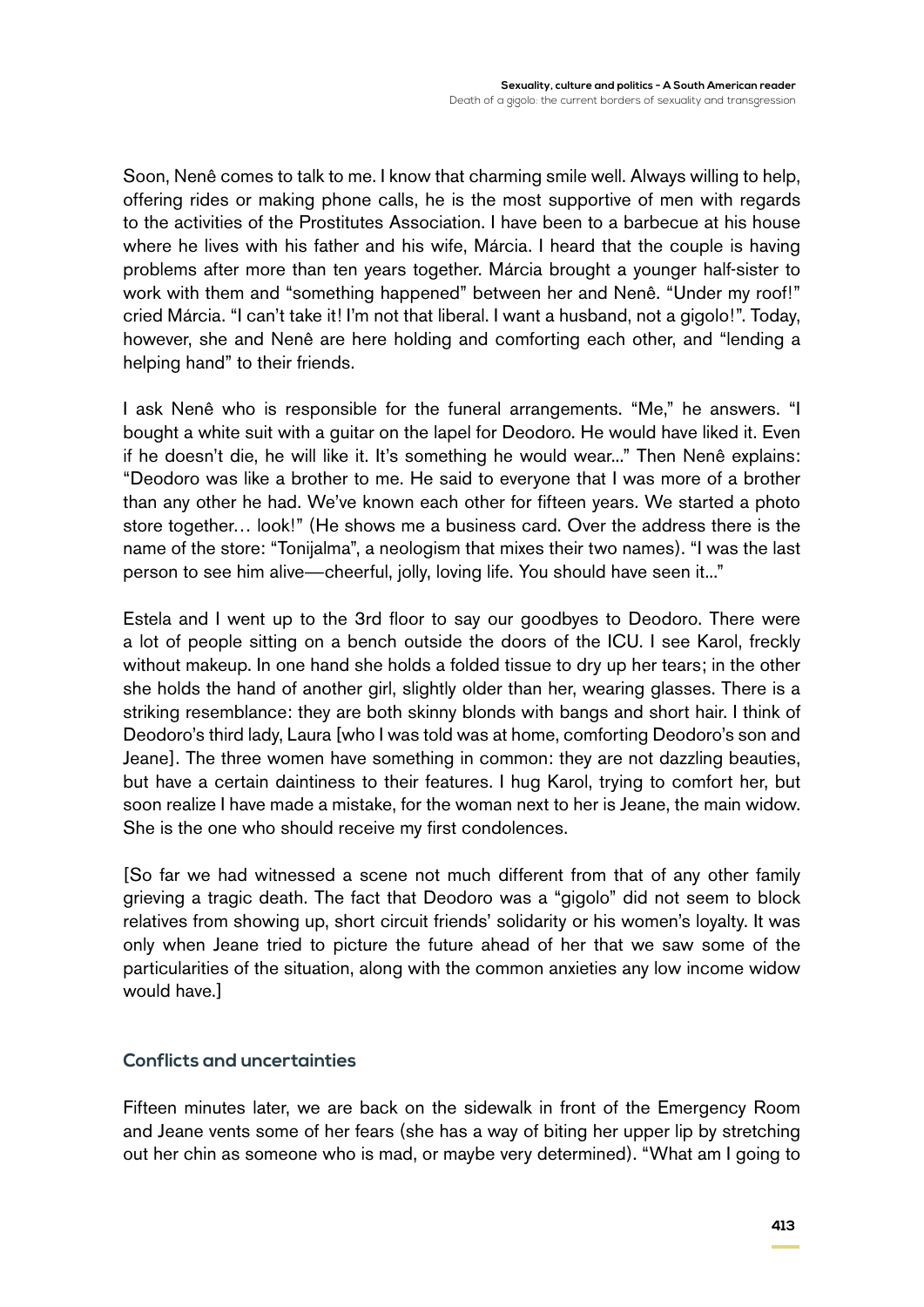Soon, Nenê comes to talk to me. I know that charming smile well. Always willing to help, offering rides or making phone calls, he is the most supportive of men with regards to the activities of the Prostitutes Association. I have been to a barbecue at his house where he lives with his father and his wife, Márcia. I heard that the couple is having problems after more than ten years together. Márcia brought a younger half-sister to work with them and "something happened" between her and Nenê. "Under my roof!" cried Márcia. "I can't take it! I'm not that liberal. I want a husband, not a gigolo!". Today, however, she and Nenê are here holding and comforting each other, and "lending a helping hand" to their friends.

I ask Nenê who is responsible for the funeral arrangements. "Me," he answers. "I bought a white suit with a guitar on the lapel for Deodoro. He would have liked it. Even if he doesn't die, he will like it. It's something he would wear..." Then Nenê explains: "Deodoro was like a brother to me. He said to everyone that I was more of a brother than any other he had. We've known each other for fifteen years. We started a photo store together… look!" (He shows me a business card. Over the address there is the name of the store: "Tonijalma", a neologism that mixes their two names). "I was the last person to see him alive—cheerful, jolly, loving life. You should have seen it..."

Estela and I went up to the 3rd floor to say our goodbyes to Deodoro. There were a lot of people sitting on a bench outside the doors of the ICU. I see Karol, freckly without makeup. In one hand she holds a folded tissue to dry up her tears; in the other she holds the hand of another girl, slightly older than her, wearing glasses. There is a striking resemblance: they are both skinny blonds with bangs and short hair. I think of Deodoro's third lady, Laura [who I was told was at home, comforting Deodoro's son and Jeane]. The three women have something in common: they are not dazzling beauties, but have a certain daintiness to their features. I hug Karol, trying to comfort her, but soon realize I have made a mistake, for the woman next to her is Jeane, the main widow. She is the one who should receive my first condolences.

[So far we had witnessed a scene not much different from that of any other family grieving a tragic death. The fact that Deodoro was a "gigolo" did not seem to block relatives from showing up, short circuit friends' solidarity or his women's loyalty. It was only when Jeane tried to picture the future ahead of her that we saw some of the particularities of the situation, along with the common anxieties any low income widow would have.]

### Conflicts and uncertainties

Fifteen minutes later, we are back on the sidewalk in front of the Emergency Room and Jeane vents some of her fears (she has a way of biting her upper lip by stretching out her chin as someone who is mad, or maybe very determined). "What am I going to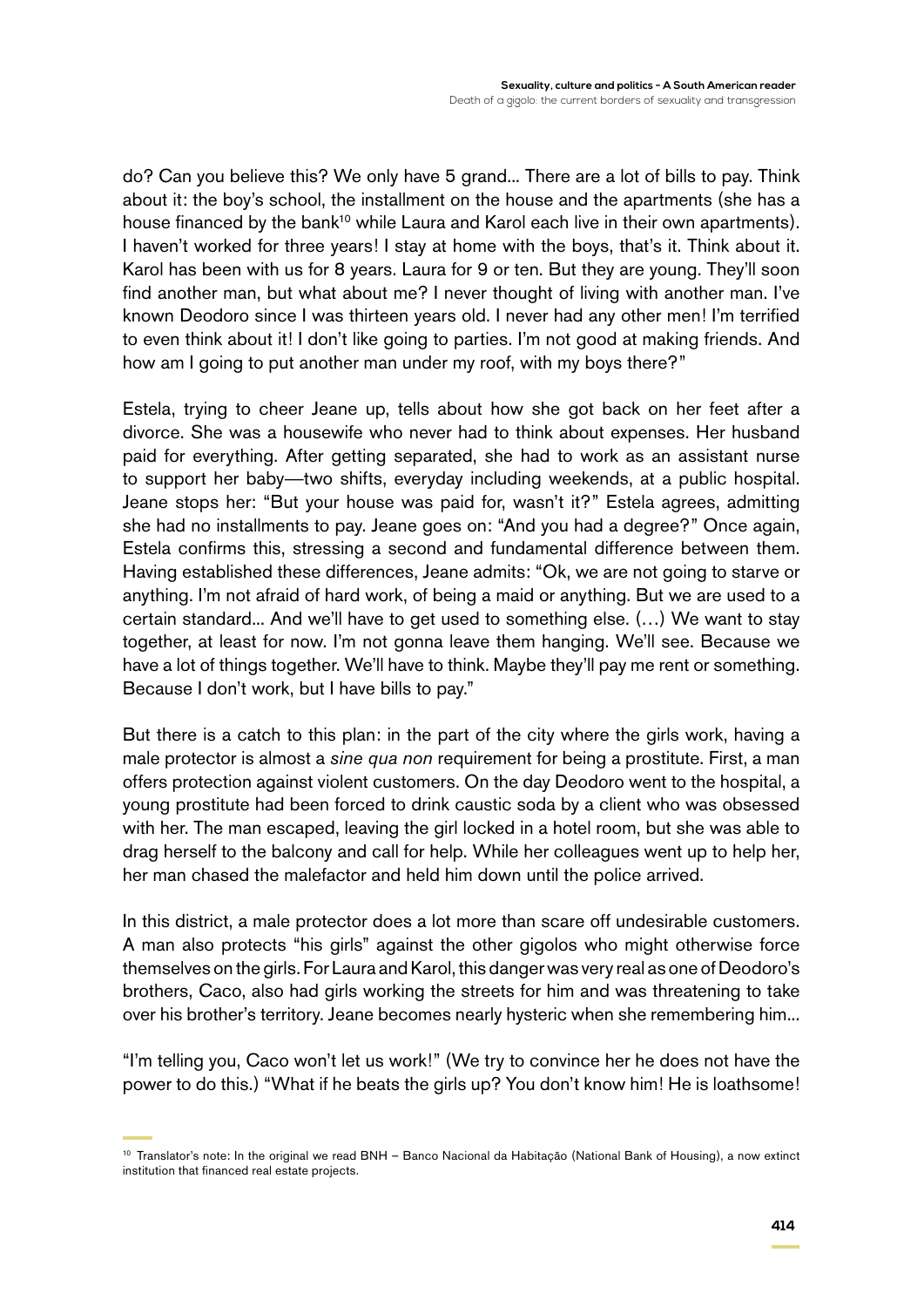do? Can you believe this? We only have 5 grand... There are a lot of bills to pay. Think about it: the boy's school, the installment on the house and the apartments (she has a house financed by the bank[10] while Laura and Karol each live in their own apartments). I haven't worked for three years! I stay at home with the boys, that's it. Think about it. Karol has been with us for 8 years. Laura for 9 or ten. But they are young. They'll soon find another man, but what about me? I never thought of living with another man. I've known Deodoro since I was thirteen years old. I never had any other men! I'm terrified to even think about it! I don't like going to parties. I'm not good at making friends. And how am I going to put another man under my roof, with my boys there?"

Estela, trying to cheer Jeane up, tells about how she got back on her feet after a divorce. She was a housewife who never had to think about expenses. Her husband paid for everything. After getting separated, she had to work as an assistant nurse to support her baby—two shifts, everyday including weekends, at a public hospital. Jeane stops her: "But your house was paid for, wasn't it?" Estela agrees, admitting she had no installments to pay. Jeane goes on: "And you had a degree?" Once again, Estela confirms this, stressing a second and fundamental difference between them. Having established these differences, Jeane admits: "Ok, we are not going to starve or anything. I'm not afraid of hard work, of being a maid or anything. But we are used to a certain standard... And we'll have to get used to something else. (…) We want to stay together, at least for now. I'm not gonna leave them hanging. We'll see. Because we have a lot of things together. We'll have to think. Maybe they'll pay me rent or something. Because I don't work, but I have bills to pay."

But there is a catch to this plan: in the part of the city where the girls work, having a male protector is almost a *sine qua non* requirement for being a prostitute. First, a man offers protection against violent customers. On the day Deodoro went to the hospital, a young prostitute had been forced to drink caustic soda by a client who was obsessed with her. The man escaped, leaving the girl locked in a hotel room, but she was able to drag herself to the balcony and call for help. While her colleagues went up to help her, her man chased the malefactor and held him down until the police arrived.

In this district, a male protector does a lot more than scare off undesirable customers. A man also protects "his girls" against the other gigolos who might otherwise force themselves on the girls. For Laura and Karol, this danger was very real as one of Deodoro's brothers, Caco, also had girls working the streets for him and was threatening to take over his brother's territory. Jeane becomes nearly hysteric when she remembering him...

"I'm telling you, Caco won't let us work!" (We try to convince her he does not have the power to do this.) "What if he beats the girls up? You don't know him! He is loathsome!

[10] Translator's note: In the original we read BNH – Banco Nacional da Habitação (National Bank of Housing), a now extinct institution that financed real estate projects.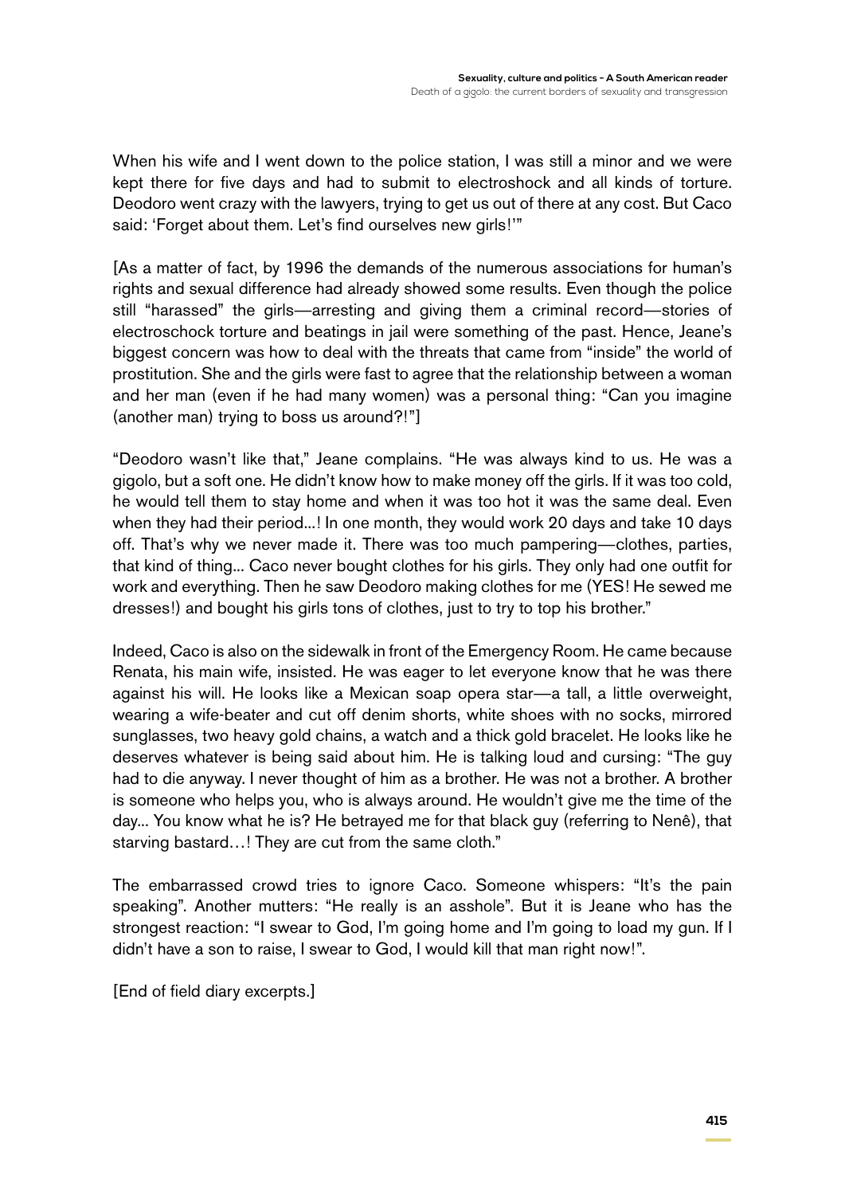When his wife and I went down to the police station, I was still a minor and we were kept there for five days and had to submit to electroshock and all kinds of torture. Deodoro went crazy with the lawyers, trying to get us out of there at any cost. But Caco said: 'Forget about them. Let's find ourselves new girls!'"

[As a matter of fact, by 1996 the demands of the numerous associations for human's rights and sexual difference had already showed some results. Even though the police still "harassed" the girls—arresting and giving them a criminal record—stories of electroschock torture and beatings in jail were something of the past. Hence, Jeane's biggest concern was how to deal with the threats that came from "inside" the world of prostitution. She and the girls were fast to agree that the relationship between a woman and her man (even if he had many women) was a personal thing: "Can you imagine (another man) trying to boss us around?!"]

"Deodoro wasn't like that," Jeane complains. "He was always kind to us. He was a gigolo, but a soft one. He didn't know how to make money off the girls. If it was too cold, he would tell them to stay home and when it was too hot it was the same deal. Even when they had their period...! In one month, they would work 20 days and take 10 days off. That's why we never made it. There was too much pampering—clothes, parties, that kind of thing... Caco never bought clothes for his girls. They only had one outfit for work and everything. Then he saw Deodoro making clothes for me (YES! He sewed me dresses!) and bought his girls tons of clothes, just to try to top his brother."

Indeed, Caco is also on the sidewalk in front of the Emergency Room. He came because Renata, his main wife, insisted. He was eager to let everyone know that he was there against his will. He looks like a Mexican soap opera star—a tall, a little overweight, wearing a wife-beater and cut off denim shorts, white shoes with no socks, mirrored sunglasses, two heavy gold chains, a watch and a thick gold bracelet. He looks like he deserves whatever is being said about him. He is talking loud and cursing: "The guy had to die anyway. I never thought of him as a brother. He was not a brother. A brother is someone who helps you, who is always around. He wouldn't give me the time of the day... You know what he is? He betrayed me for that black guy (referring to Nenê), that starving bastard…! They are cut from the same cloth."

The embarrassed crowd tries to ignore Caco. Someone whispers: "It's the pain speaking". Another mutters: "He really is an asshole". But it is Jeane who has the strongest reaction: "I swear to God, I'm going home and I'm going to load my gun. If I didn't have a son to raise, I swear to God, I would kill that man right now!".

[End of field diary excerpts.]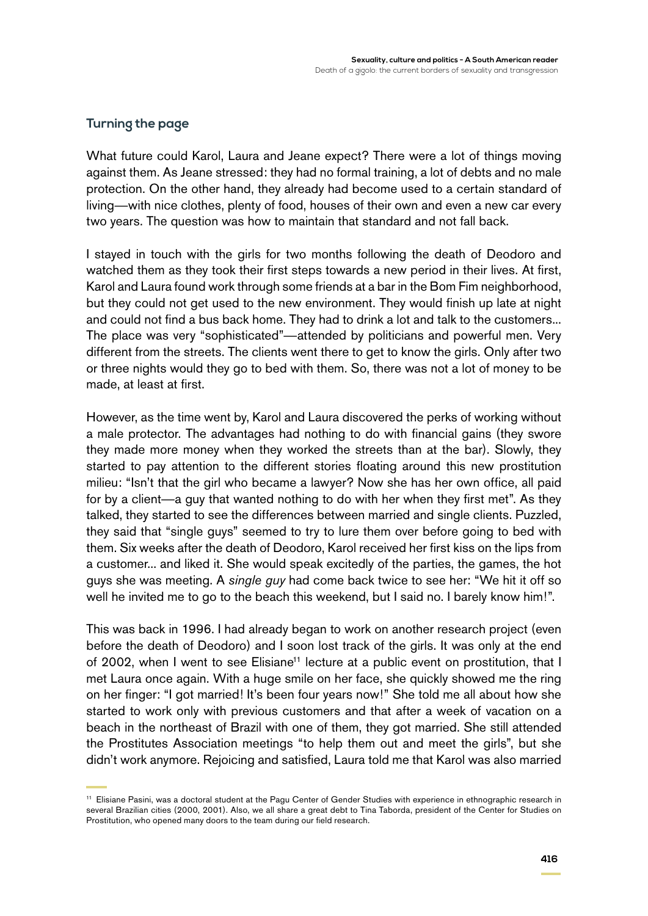## Turning the page

What future could Karol, Laura and Jeane expect? There were a lot of things moving against them. As Jeane stressed: they had no formal training, a lot of debts and no male protection. On the other hand, they already had become used to a certain standard of living—with nice clothes, plenty of food, houses of their own and even a new car every two years. The question was how to maintain that standard and not fall back.

I stayed in touch with the girls for two months following the death of Deodoro and watched them as they took their first steps towards a new period in their lives. At first, Karol and Laura found work through some friends at a bar in the Bom Fim neighborhood, but they could not get used to the new environment. They would finish up late at night and could not find a bus back home. They had to drink a lot and talk to the customers... The place was very "sophisticated"—attended by politicians and powerful men. Very different from the streets. The clients went there to get to know the girls. Only after two or three nights would they go to bed with them. So, there was not a lot of money to be made, at least at first.

However, as the time went by, Karol and Laura discovered the perks of working without a male protector. The advantages had nothing to do with financial gains (they swore they made more money when they worked the streets than at the bar). Slowly, they started to pay attention to the different stories floating around this new prostitution milieu: "Isn't that the girl who became a lawyer? Now she has her own office, all paid for by a client—a guy that wanted nothing to do with her when they first met". As they talked, they started to see the differences between married and single clients. Puzzled, they said that "single guys" seemed to try to lure them over before going to bed with them. Six weeks after the death of Deodoro, Karol received her first kiss on the lips from a customer... and liked it. She would speak excitedly of the parties, the games, the hot guys she was meeting. A *single guy* had come back twice to see her: "We hit it off so well he invited me to go to the beach this weekend, but I said no. I barely know him!".

This was back in 1996. I had already began to work on another research project (even before the death of Deodoro) and I soon lost track of the girls. It was only at the end of 2002, when I went to see Elisiane[11] lecture at a public event on prostitution, that I met Laura once again. With a huge smile on her face, she quickly showed me the ring on her finger: "I got married! It's been four years now!" She told me all about how she started to work only with previous customers and that after a week of vacation on a beach in the northeast of Brazil with one of them, they got married. She still attended the Prostitutes Association meetings "to help them out and meet the girls", but she didn't work anymore. Rejoicing and satisfied, Laura told me that Karol was also married

[11] Elisiane Pasini, was a doctoral student at the Pagu Center of Gender Studies with experience in ethnographic research in several Brazilian cities (2000, 2001). Also, we all share a great debt to Tina Taborda, president of the Center for Studies on Prostitution, who opened many doors to the team during our field research.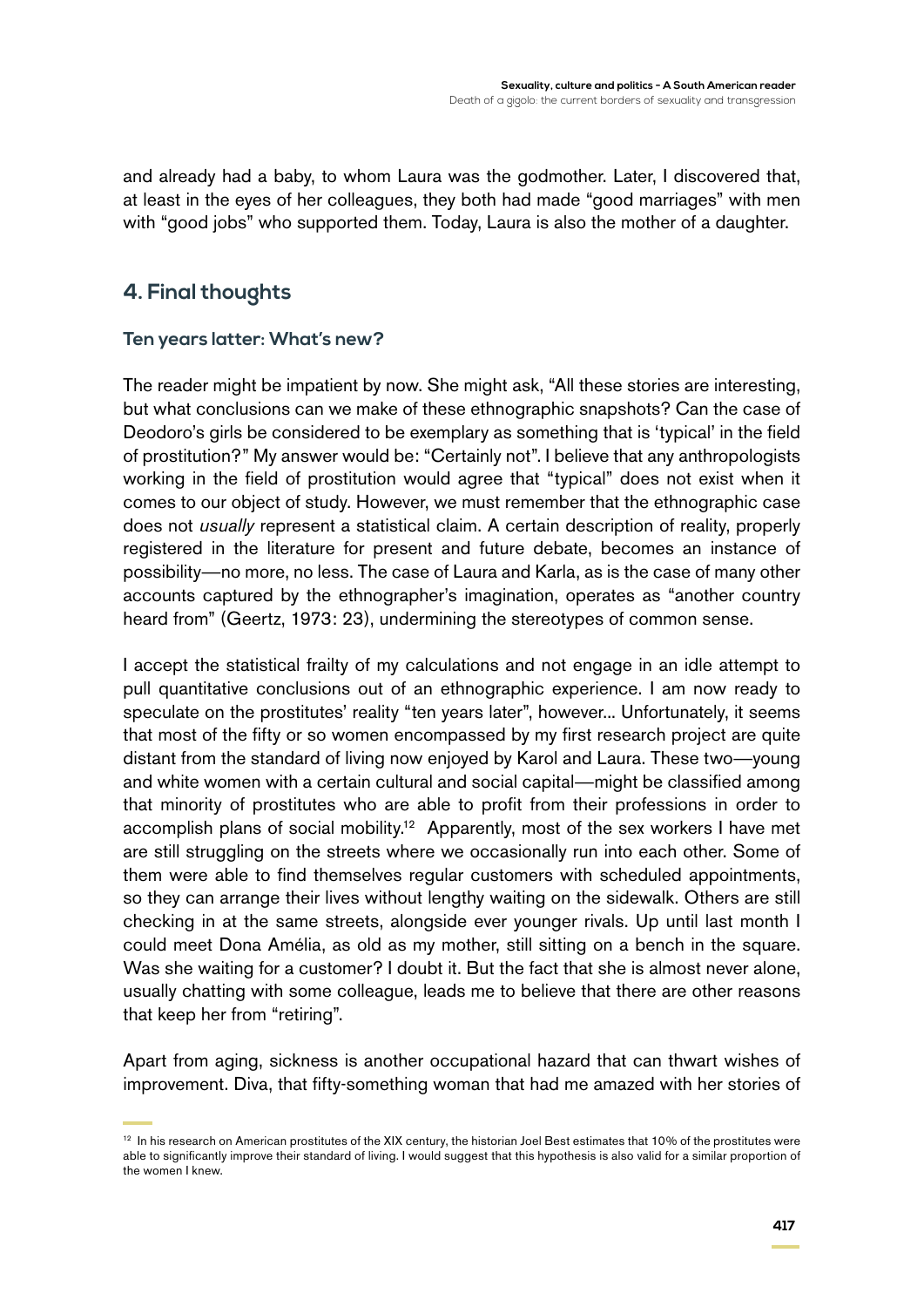and already had a baby, to whom Laura was the godmother. Later, I discovered that, at least in the eyes of her colleagues, they both had made "good marriages" with men with "good jobs" who supported them. Today, Laura is also the mother of a daughter.

## 4. Final thoughts

### Ten years latter: What's new?

The reader might be impatient by now. She might ask, "All these stories are interesting, but what conclusions can we make of these ethnographic snapshots? Can the case of Deodoro's girls be considered to be exemplary as something that is 'typical' in the field of prostitution?" My answer would be: "Certainly not". I believe that any anthropologists working in the field of prostitution would agree that "typical" does not exist when it comes to our object of study. However, we must remember that the ethnographic case does not *usually* represent a statistical claim. A certain description of reality, properly registered in the literature for present and future debate, becomes an instance of possibility—no more, no less. The case of Laura and Karla, as is the case of many other accounts captured by the ethnographer's imagination, operates as "another country heard from" (Geertz, 1973: 23), undermining the stereotypes of common sense.

I accept the statistical frailty of my calculations and not engage in an idle attempt to pull quantitative conclusions out of an ethnographic experience. I am now ready to speculate on the prostitutes' reality "ten years later", however... Unfortunately, it seems that most of the fifty or so women encompassed by my first research project are quite distant from the standard of living now enjoyed by Karol and Laura. These two—young and white women with a certain cultural and social capital—might be classified among that minority of prostitutes who are able to profit from their professions in order to accomplish plans of social mobility.[12] Apparently, most of the sex workers I have met are still struggling on the streets where we occasionally run into each other. Some of them were able to find themselves regular customers with scheduled appointments, so they can arrange their lives without lengthy waiting on the sidewalk. Others are still checking in at the same streets, alongside ever younger rivals. Up until last month I could meet Dona Amélia, as old as my mother, still sitting on a bench in the square. Was she waiting for a customer? I doubt it. But the fact that she is almost never alone, usually chatting with some colleague, leads me to believe that there are other reasons that keep her from "retiring".

Apart from aging, sickness is another occupational hazard that can thwart wishes of improvement. Diva, that fifty-something woman that had me amazed with her stories of

[12] In his research on American prostitutes of the XIX century, the historian Joel Best estimates that 10% of the prostitutes were able to significantly improve their standard of living. I would suggest that this hypothesis is also valid for a similar proportion of the women I knew.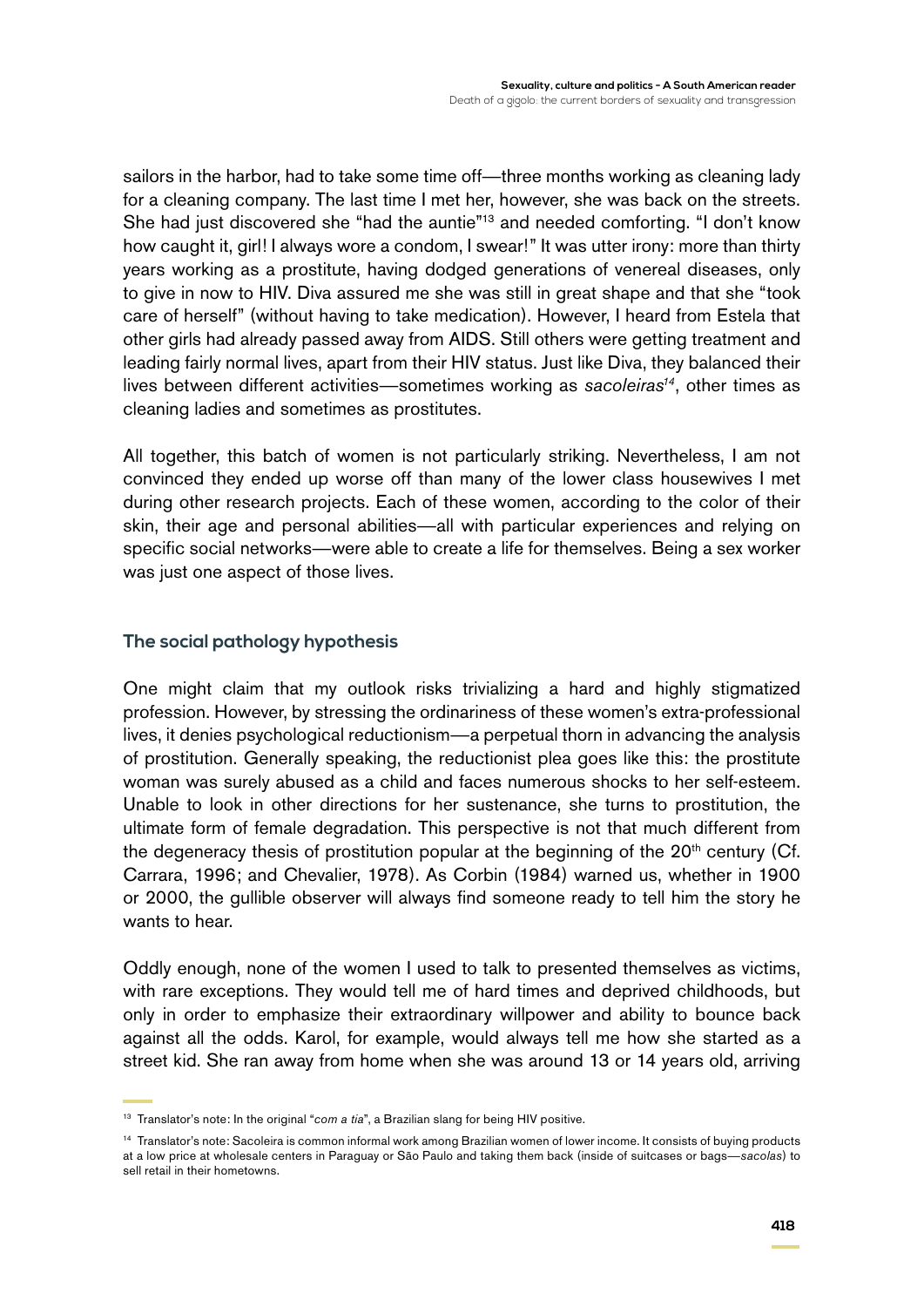sailors in the harbor, had to take some time off—three months working as cleaning lady for a cleaning company. The last time I met her, however, she was back on the streets. She had just discovered she "had the auntie"[13] and needed comforting. "I don't know how caught it, girl! I always wore a condom, I swear!" It was utter irony: more than thirty years working as a prostitute, having dodged generations of venereal diseases, only to give in now to HIV. Diva assured me she was still in great shape and that she "took care of herself" (without having to take medication). However, I heard from Estela that other girls had already passed away from AIDS. Still others were getting treatment and leading fairly normal lives, apart from their HIV status. Just like Diva, they balanced their lives between different activities—sometimes working as *sacoleiras*[14], other times as cleaning ladies and sometimes as prostitutes.

All together, this batch of women is not particularly striking. Nevertheless, I am not convinced they ended up worse off than many of the lower class housewives I met during other research projects. Each of these women, according to the color of their skin, their age and personal abilities—all with particular experiences and relying on specific social networks—were able to create a life for themselves. Being a sex worker was just one aspect of those lives.

### The social pathology hypothesis

One might claim that my outlook risks trivializing a hard and highly stigmatized profession. However, by stressing the ordinariness of these women's extra-professional lives, it denies psychological reductionism—a perpetual thorn in advancing the analysis of prostitution. Generally speaking, the reductionist plea goes like this: the prostitute woman was surely abused as a child and faces numerous shocks to her self-esteem. Unable to look in other directions for her sustenance, she turns to prostitution, the ultimate form of female degradation. This perspective is not that much different from the degeneracy thesis of prostitution popular at the beginning of the 20th century (Cf. Carrara, 1996; and Chevalier, 1978). As Corbin (1984) warned us, whether in 1900 or 2000, the gullible observer will always find someone ready to tell him the story he wants to hear.

Oddly enough, none of the women I used to talk to presented themselves as victims, with rare exceptions. They would tell me of hard times and deprived childhoods, but only in order to emphasize their extraordinary willpower and ability to bounce back against all the odds. Karol, for example, would always tell me how she started as a street kid. She ran away from home when she was around 13 or 14 years old, arriving

---

[13] Translator's note: In the original "*com a tia*", a Brazilian slang for being HIV positive.

[14] Translator's note: Sacoleira is common informal work among Brazilian women of lower income. It consists of buying products at a low price at wholesale centers in Paraguay or São Paulo and taking them back (inside of suitcases or bags—*sacolas*) to sell retail in their hometowns.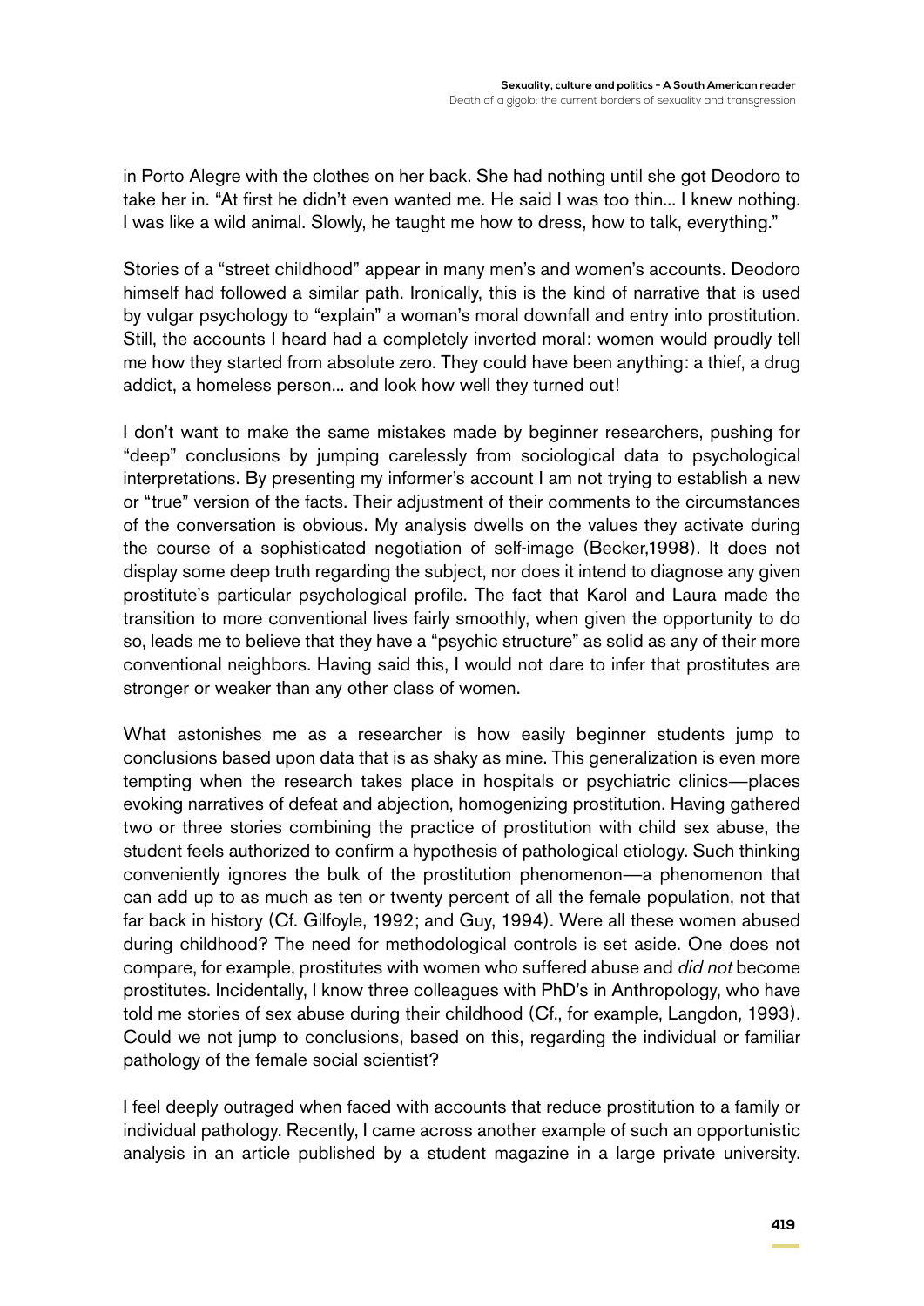in Porto Alegre with the clothes on her back. She had nothing until she got Deodoro to take her in. "At first he didn't even wanted me. He said I was too thin... I knew nothing. I was like a wild animal. Slowly, he taught me how to dress, how to talk, everything."

Stories of a "street childhood" appear in many men's and women's accounts. Deodoro himself had followed a similar path. Ironically, this is the kind of narrative that is used by vulgar psychology to "explain" a woman's moral downfall and entry into prostitution. Still, the accounts I heard had a completely inverted moral: women would proudly tell me how they started from absolute zero. They could have been anything: a thief, a drug addict, a homeless person... and look how well they turned out!

I don't want to make the same mistakes made by beginner researchers, pushing for "deep" conclusions by jumping carelessly from sociological data to psychological interpretations. By presenting my informer's account I am not trying to establish a new or "true" version of the facts. Their adjustment of their comments to the circumstances of the conversation is obvious. My analysis dwells on the values they activate during the course of a sophisticated negotiation of self-image (Becker,1998). It does not display some deep truth regarding the subject, nor does it intend to diagnose any given prostitute's particular psychological profile. The fact that Karol and Laura made the transition to more conventional lives fairly smoothly, when given the opportunity to do so, leads me to believe that they have a "psychic structure" as solid as any of their more conventional neighbors. Having said this, I would not dare to infer that prostitutes are stronger or weaker than any other class of women.

What astonishes me as a researcher is how easily beginner students jump to conclusions based upon data that is as shaky as mine. This generalization is even more tempting when the research takes place in hospitals or psychiatric clinics—places evoking narratives of defeat and abjection, homogenizing prostitution. Having gathered two or three stories combining the practice of prostitution with child sex abuse, the student feels authorized to confirm a hypothesis of pathological etiology. Such thinking conveniently ignores the bulk of the prostitution phenomenon—a phenomenon that can add up to as much as ten or twenty percent of all the female population, not that far back in history (Cf. Gilfoyle, 1992; and Guy, 1994). Were all these women abused during childhood? The need for methodological controls is set aside. One does not compare, for example, prostitutes with women who suffered abuse and *did not* become prostitutes. Incidentally, I know three colleagues with PhD's in Anthropology, who have told me stories of sex abuse during their childhood (Cf., for example, Langdon, 1993). Could we not jump to conclusions, based on this, regarding the individual or familiar pathology of the female social scientist?

I feel deeply outraged when faced with accounts that reduce prostitution to a family or individual pathology. Recently, I came across another example of such an opportunistic analysis in an article published by a student magazine in a large private university.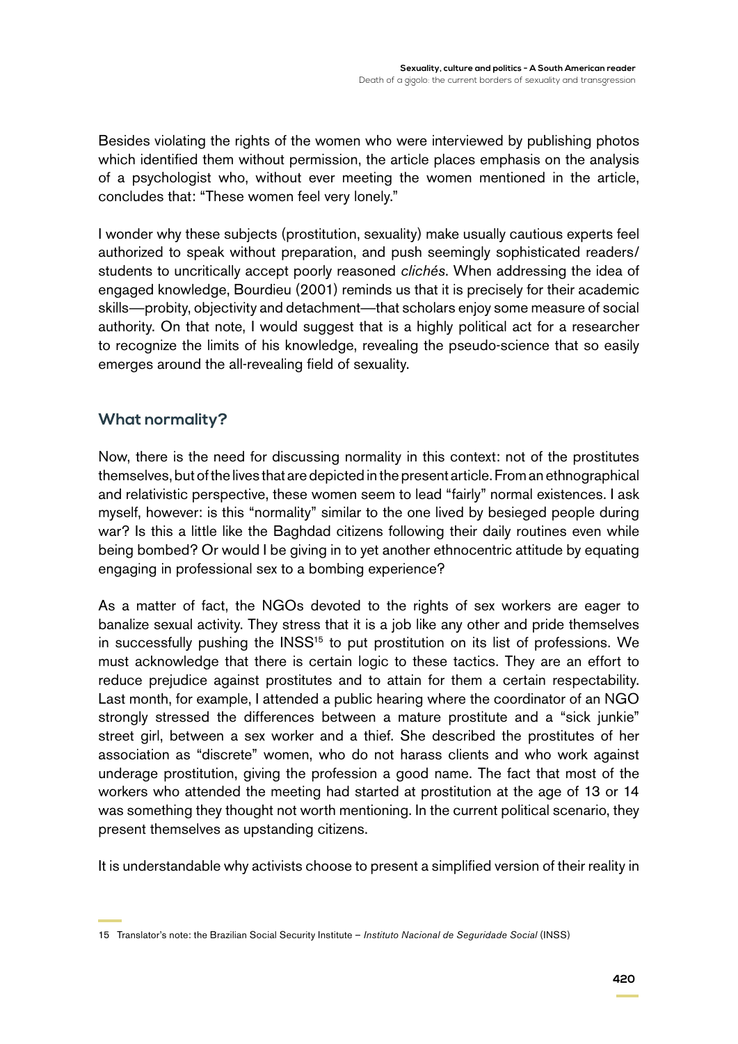Besides violating the rights of the women who were interviewed by publishing photos which identified them without permission, the article places emphasis on the analysis of a psychologist who, without ever meeting the women mentioned in the article, concludes that: "These women feel very lonely."

I wonder why these subjects (prostitution, sexuality) make usually cautious experts feel authorized to speak without preparation, and push seemingly sophisticated readers/ students to uncritically accept poorly reasoned *clichés*. When addressing the idea of engaged knowledge, Bourdieu (2001) reminds us that it is precisely for their academic skills—probity, objectivity and detachment—that scholars enjoy some measure of social authority. On that note, I would suggest that is a highly political act for a researcher to recognize the limits of his knowledge, revealing the pseudo-science that so easily emerges around the all-revealing field of sexuality.

## What normality?

Now, there is the need for discussing normality in this context: not of the prostitutes themselves, but of the lives that are depicted in the present article. From an ethnographical and relativistic perspective, these women seem to lead "fairly" normal existences. I ask myself, however: is this "normality" similar to the one lived by besieged people during war? Is this a little like the Baghdad citizens following their daily routines even while being bombed? Or would I be giving in to yet another ethnocentric attitude by equating engaging in professional sex to a bombing experience?

As a matter of fact, the NGOs devoted to the rights of sex workers are eager to banalize sexual activity. They stress that it is a job like any other and pride themselves in successfully pushing the INSS[15] to put prostitution on its list of professions. We must acknowledge that there is certain logic to these tactics. They are an effort to reduce prejudice against prostitutes and to attain for them a certain respectability. Last month, for example, I attended a public hearing where the coordinator of an NGO strongly stressed the differences between a mature prostitute and a "sick junkie" street girl, between a sex worker and a thief. She described the prostitutes of her association as "discrete" women, who do not harass clients and who work against underage prostitution, giving the profession a good name. The fact that most of the workers who attended the meeting had started at prostitution at the age of 13 or 14 was something they thought not worth mentioning. In the current political scenario, they present themselves as upstanding citizens.

It is understandable why activists choose to present a simplified version of their reality in

---

15 Translator's note: the Brazilian Social Security Institute – *Instituto Nacional de Seguridade Social* (INSS)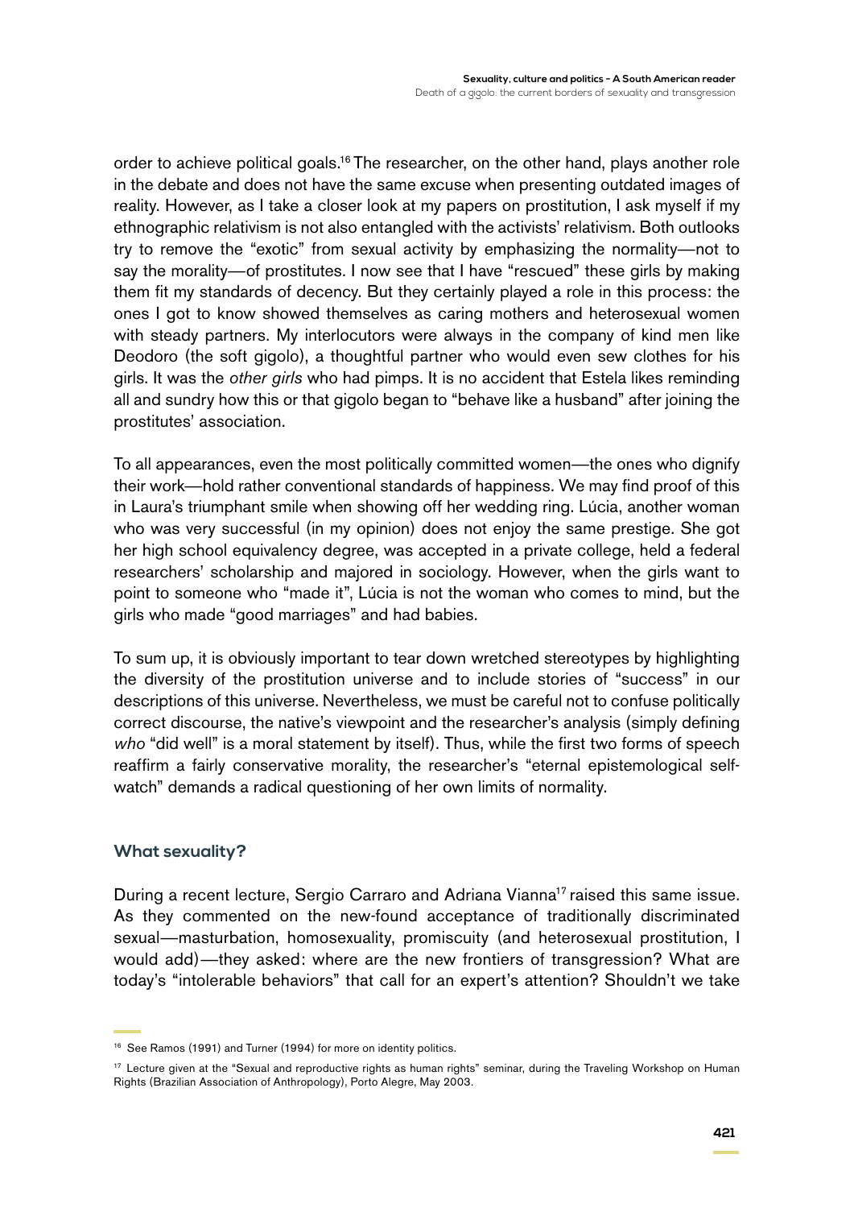order to achieve political goals.[16] The researcher, on the other hand, plays another role in the debate and does not have the same excuse when presenting outdated images of reality. However, as I take a closer look at my papers on prostitution, I ask myself if my ethnographic relativism is not also entangled with the activists' relativism. Both outlooks try to remove the "exotic" from sexual activity by emphasizing the normality—not to say the morality—of prostitutes. I now see that I have "rescued" these girls by making them fit my standards of decency. But they certainly played a role in this process: the ones I got to know showed themselves as caring mothers and heterosexual women with steady partners. My interlocutors were always in the company of kind men like Deodoro (the soft gigolo), a thoughtful partner who would even sew clothes for his girls. It was the *other girls* who had pimps. It is no accident that Estela likes reminding all and sundry how this or that gigolo began to "behave like a husband" after joining the prostitutes' association.

To all appearances, even the most politically committed women—the ones who dignify their work—hold rather conventional standards of happiness. We may find proof of this in Laura's triumphant smile when showing off her wedding ring. Lúcia, another woman who was very successful (in my opinion) does not enjoy the same prestige. She got her high school equivalency degree, was accepted in a private college, held a federal researchers' scholarship and majored in sociology. However, when the girls want to point to someone who "made it", Lúcia is not the woman who comes to mind, but the girls who made "good marriages" and had babies.

To sum up, it is obviously important to tear down wretched stereotypes by highlighting the diversity of the prostitution universe and to include stories of "success" in our descriptions of this universe. Nevertheless, we must be careful not to confuse politically correct discourse, the native's viewpoint and the researcher's analysis (simply defining *who* "did well" is a moral statement by itself). Thus, while the first two forms of speech reaffirm a fairly conservative morality, the researcher's "eternal epistemological self-watch" demands a radical questioning of her own limits of normality.

### What sexuality?

During a recent lecture, Sergio Carraro and Adriana Vianna[17] raised this same issue. As they commented on the new-found acceptance of traditionally discriminated sexual—masturbation, homosexuality, promiscuity (and heterosexual prostitution, I would add)—they asked: where are the new frontiers of transgression? What are today's "intolerable behaviors" that call for an expert's attention? Shouldn't we take

---

[16] See Ramos (1991) and Turner (1994) for more on identity politics.

[17] Lecture given at the "Sexual and reproductive rights as human rights" seminar, during the Traveling Workshop on Human Rights (Brazilian Association of Anthropology), Porto Alegre, May 2003.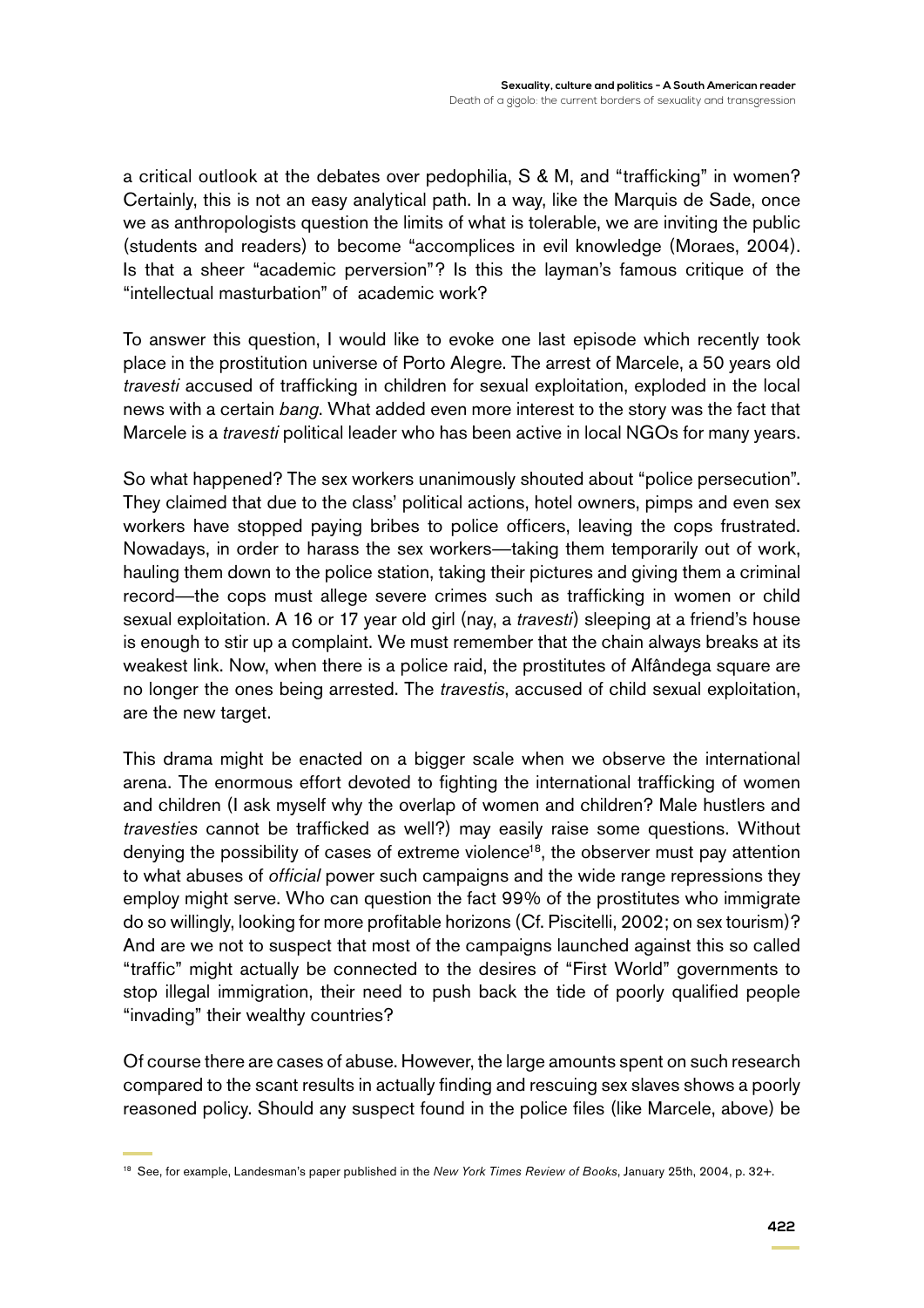a critical outlook at the debates over pedophilia, S & M, and "trafficking" in women? Certainly, this is not an easy analytical path. In a way, like the Marquis de Sade, once we as anthropologists question the limits of what is tolerable, we are inviting the public (students and readers) to become "accomplices in evil knowledge (Moraes, 2004). Is that a sheer "academic perversion"? Is this the layman's famous critique of the "intellectual masturbation" of academic work?

To answer this question, I would like to evoke one last episode which recently took place in the prostitution universe of Porto Alegre. The arrest of Marcele, a 50 years old *travesti* accused of trafficking in children for sexual exploitation, exploded in the local news with a certain *bang*. What added even more interest to the story was the fact that Marcele is a *travesti* political leader who has been active in local NGOs for many years.

So what happened? The sex workers unanimously shouted about "police persecution". They claimed that due to the class' political actions, hotel owners, pimps and even sex workers have stopped paying bribes to police officers, leaving the cops frustrated. Nowadays, in order to harass the sex workers—taking them temporarily out of work, hauling them down to the police station, taking their pictures and giving them a criminal record—the cops must allege severe crimes such as trafficking in women or child sexual exploitation. A 16 or 17 year old girl (nay, a *travesti*) sleeping at a friend's house is enough to stir up a complaint. We must remember that the chain always breaks at its weakest link. Now, when there is a police raid, the prostitutes of Alfândega square are no longer the ones being arrested. The *travestis*, accused of child sexual exploitation, are the new target.

This drama might be enacted on a bigger scale when we observe the international arena. The enormous effort devoted to fighting the international trafficking of women and children (I ask myself why the overlap of women and children? Male hustlers and *travesties* cannot be trafficked as well?) may easily raise some questions. Without denying the possibility of cases of extreme violence[18], the observer must pay attention to what abuses of *official* power such campaigns and the wide range repressions they employ might serve. Who can question the fact 99% of the prostitutes who immigrate do so willingly, looking for more profitable horizons (Cf. Piscitelli, 2002; on sex tourism)? And are we not to suspect that most of the campaigns launched against this so called "traffic" might actually be connected to the desires of "First World" governments to stop illegal immigration, their need to push back the tide of poorly qualified people "invading" their wealthy countries?

Of course there are cases of abuse. However, the large amounts spent on such research compared to the scant results in actually finding and rescuing sex slaves shows a poorly reasoned policy. Should any suspect found in the police files (like Marcele, above) be

---

[18] See, for example, Landesman's paper published in the *New York Times Review of Books*, January 25th, 2004, p. 32+.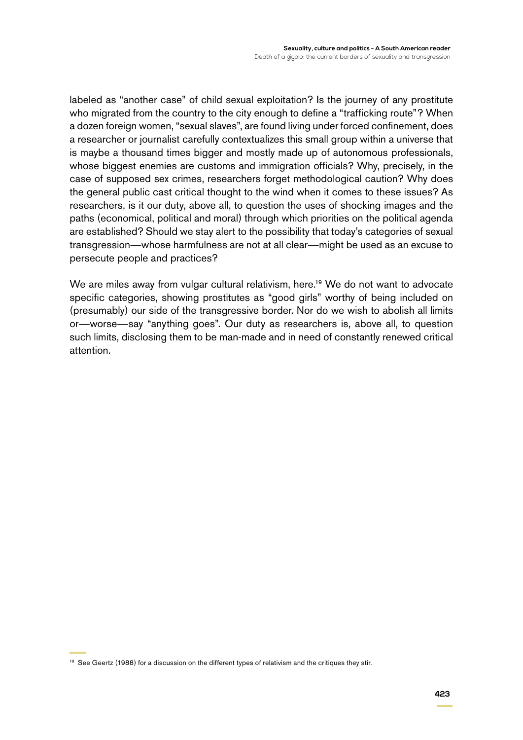labeled as "another case" of child sexual exploitation? Is the journey of any prostitute who migrated from the country to the city enough to define a "trafficking route"? When a dozen foreign women, "sexual slaves", are found living under forced confinement, does a researcher or journalist carefully contextualizes this small group within a universe that is maybe a thousand times bigger and mostly made up of autonomous professionals, whose biggest enemies are customs and immigration officials? Why, precisely, in the case of supposed sex crimes, researchers forget methodological caution? Why does the general public cast critical thought to the wind when it comes to these issues? As researchers, is it our duty, above all, to question the uses of shocking images and the paths (economical, political and moral) through which priorities on the political agenda are established? Should we stay alert to the possibility that today's categories of sexual transgression—whose harmfulness are not at all clear—might be used as an excuse to persecute people and practices?

We are miles away from vulgar cultural relativism, here.[19] We do not want to advocate specific categories, showing prostitutes as "good girls" worthy of being included on (presumably) our side of the transgressive border. Nor do we wish to abolish all limits or—worse—say "anything goes". Our duty as researchers is, above all, to question such limits, disclosing them to be man-made and in need of constantly renewed critical attention.

[19] See Geertz (1988) for a discussion on the different types of relativism and the critiques they stir.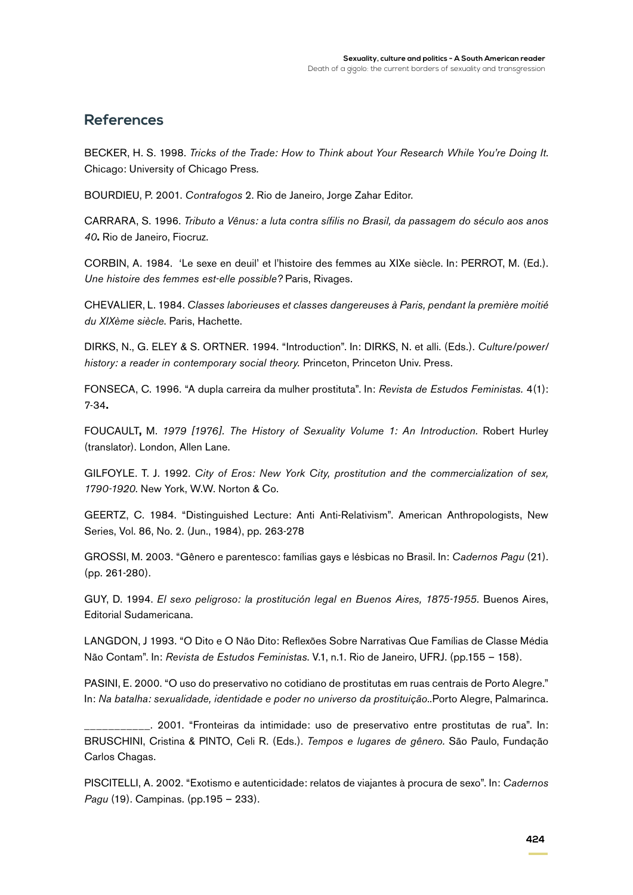## References

BECKER, H. S. 1998. *Tricks of the Trade: How to Think about Your Research While You're Doing It*. Chicago: University of Chicago Press.

BOURDIEU, P. 2001. *Contrafogos* 2. Rio de Janeiro, Jorge Zahar Editor.

CARRARA, S. 1996. *Tributo a Vênus: a luta contra sífilis no Brasil, da passagem do século aos anos 40***.** Rio de Janeiro, Fiocruz.

CORBIN, A. 1984. 'Le sexe en deuil' et l'histoire des femmes au XIXe siècle. In: PERROT, M. (Ed.). *Une histoire des femmes est-elle possible?* Paris, Rivages.

CHEVALIER, L. 1984. *Classes laborieuses et classes dangereuses à Paris, pendant la première moitié du XIXème siècle*. Paris, Hachette.

DIRKS, N., G. ELEY & S. ORTNER. 1994. "Introduction". In: DIRKS, N. et alli. (Eds.). *Culture/power/history: a reader in contemporary social theory.* Princeton, Princeton Univ. Press.

FONSECA, C. 1996. "A dupla carreira da mulher prostituta". In: *Revista de Estudos Feministas.* 4(1): 7-34**.**

FOUCAULT**,** M. *1979 [1976]. The History of Sexuality Volume 1: An Introduction.* Robert Hurley (translator). London, Allen Lane.

GILFOYLE. T. J. 1992. *City of Eros: New York City, prostitution and the commercialization of sex, 1790-1920.* New York, W.W. Norton & Co.

GEERTZ, C. 1984. "Distinguished Lecture: Anti Anti-Relativism". American Anthropologists, New Series, Vol. 86, No. 2. (Jun., 1984), pp. 263-278

GROSSI, M. 2003. "Gênero e parentesco: famílias gays e lésbicas no Brasil. In: *Cadernos Pagu* (21). (pp. 261-280).

GUY, D. 1994. *El sexo peligroso: la prostitución legal en Buenos Aires, 1875-1955.* Buenos Aires, Editorial Sudamericana.

LANGDON, J 1993. "O Dito e O Não Dito: Reflexões Sobre Narrativas Que Famílias de Classe Média Não Contam". In: *Revista de Estudos Feministas.* V.1, n.1. Rio de Janeiro, UFRJ. (pp.155 – 158).

PASINI, E. 2000. "O uso do preservativo no cotidiano de prostitutas em ruas centrais de Porto Alegre." In: *Na batalha: sexualidade, identidade e poder no universo da prostituição*..Porto Alegre, Palmarinca.

___________. 2001. "Fronteiras da intimidade: uso de preservativo entre prostitutas de rua". In: BRUSCHINI, Cristina & PINTO, Celi R. (Eds.). *Tempos e lugares de gênero.* São Paulo, Fundação Carlos Chagas.

PISCITELLI, A. 2002. "Exotismo e autenticidade: relatos de viajantes à procura de sexo". In: *Cadernos Pagu* (19). Campinas. (pp.195 – 233).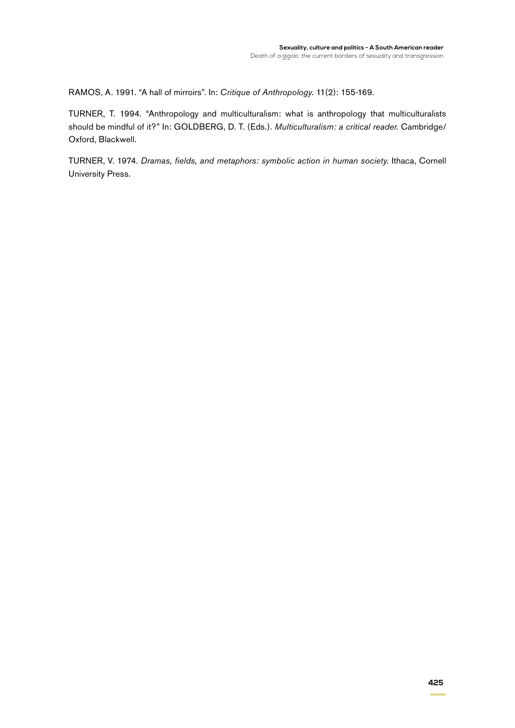RAMOS, A. 1991. “A hall of mirroirs”. In: *Critique of Anthropology.* 11(2): 155-169.

TURNER, T. 1994. “Anthropology and multiculturalism: what is anthropology that multiculturalists should be mindful of it?” In: GOLDBERG, D. T. (Eds.). *Multiculturalism: a critical reader.* Cambridge/ Oxford, Blackwell.

TURNER, V. 1974. *Dramas, fields, and metaphors: symbolic action in human society.* Ithaca, Cornell University Press.